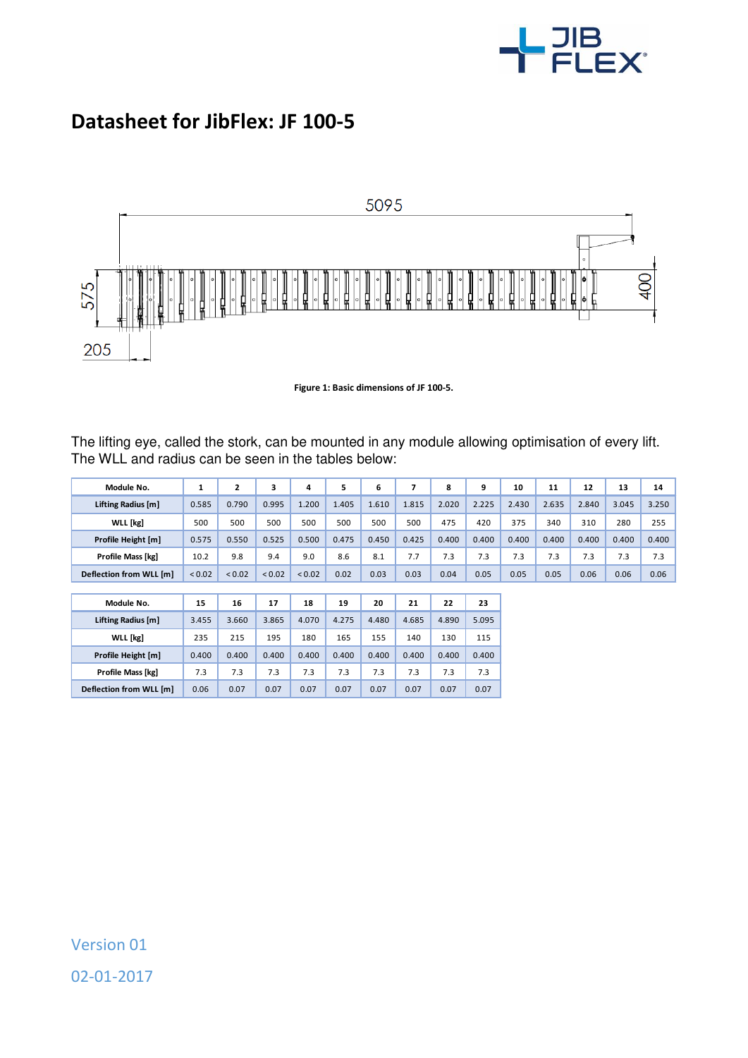# Datasheet for JibFlex: JF 100-5

Figure 1: Basic dimensions of JF 100-5.

The lifting eye, called the stork, can be mounted in any module allowing optimisation of every lift. The WLL and radius can be seen in the tables below:

| Module No. | 1 | 2 | 3 | 4 | 5 | 6 | 7 | 8 | 9 | 10 | 11 | 12 | 13 | 14 |
|---|---|---|---|---|---|---|---|---|---|---|---|---|---|---|
| Lifting Radius [m] | 0.585 | 0.790 | 0.995 | 1.200 | 1.405 | 1.610 | 1.815 | 2.020 | 2.225 | 2.430 | 2.635 | 2.840 | 3.045 | 3.250 |
| WLL [kg] | 500 | 500 | 500 | 500 | 500 | 500 | 500 | 475 | 420 | 375 | 340 | 310 | 280 | 255 |
| Profile Height [m] | 0.575 | 0.550 | 0.525 | 0.500 | 0.475 | 0.450 | 0.425 | 0.400 | 0.400 | 0.400 | 0.400 | 0.400 | 0.400 | 0.400 |
| Profile Mass [kg] | 10.2 | 9.8 | 9.4 | 9.0 | 8.6 | 8.1 | 7.7 | 7.3 | 7.3 | 7.3 | 7.3 | 7.3 | 7.3 | 7.3 |
| Deflection from WLL [m] | < 0.02 | < 0.02 | < 0.02 | < 0.02 | 0.02 | 0.03 | 0.03 | 0.04 | 0.05 | 0.05 | 0.05 | 0.06 | 0.06 | 0.06 |

| Module No. | 15 | 16 | 17 | 18 | 19 | 20 | 21 | 22 | 23 |
|---|---|---|---|---|---|---|---|---|---|
| Lifting Radius [m] | 3.455 | 3.660 | 3.865 | 4.070 | 4.275 | 4.480 | 4.685 | 4.890 | 5.095 |
| WLL [kg] | 235 | 215 | 195 | 180 | 165 | 155 | 140 | 130 | 115 |
| Profile Height [m] | 0.400 | 0.400 | 0.400 | 0.400 | 0.400 | 0.400 | 0.400 | 0.400 | 0.400 |
| Profile Mass [kg] | 7.3 | 7.3 | 7.3 | 7.3 | 7.3 | 7.3 | 7.3 | 7.3 | 7.3 |
| Deflection from WLL [m] | 0.06 | 0.07 | 0.07 | 0.07 | 0.07 | 0.07 | 0.07 | 0.07 | 0.07 |

Version 01

02-01-2017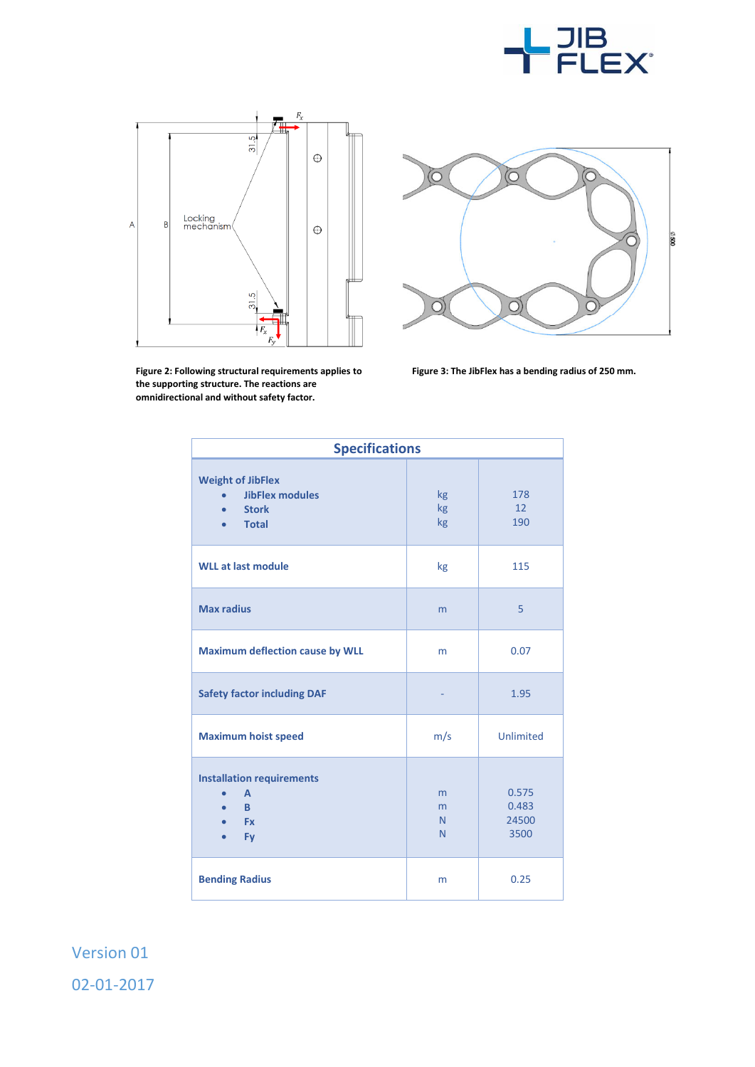Locking mechanism

A

B

31.5

31.5

$F_x$

$F_x$

$F_y$

Ø 500

**Figure 2: Following structural requirements applies to the supporting structure. The reactions are omnidirectional and without safety factor.**

**Figure 3: The JibFlex has a bending radius of 250 mm.**

| Specifications | | |
|---|---|---|
| **Weight of JibFlex**<br>• **JibFlex modules**<br>• **Stork**<br>• **Total** | <br>kg<br>kg<br>kg | <br>178<br>12<br>190 |
| **WLL at last module** | kg | 115 |
| **Max radius** | m | 5 |
| **Maximum deflection cause by WLL** | m | 0.07 |
| **Safety factor including DAF** | - | 1.95 |
| **Maximum hoist speed** | m/s | Unlimited |
| **Installation requirements**<br>• **A**<br>• **B**<br>• **Fx**<br>• **Fy** | <br>m<br>m<br>N<br>N | <br>0.575<br>0.483<br>24500<br>3500 |
| **Bending Radius** | m | 0.25 |

Version 01

02-01-2017